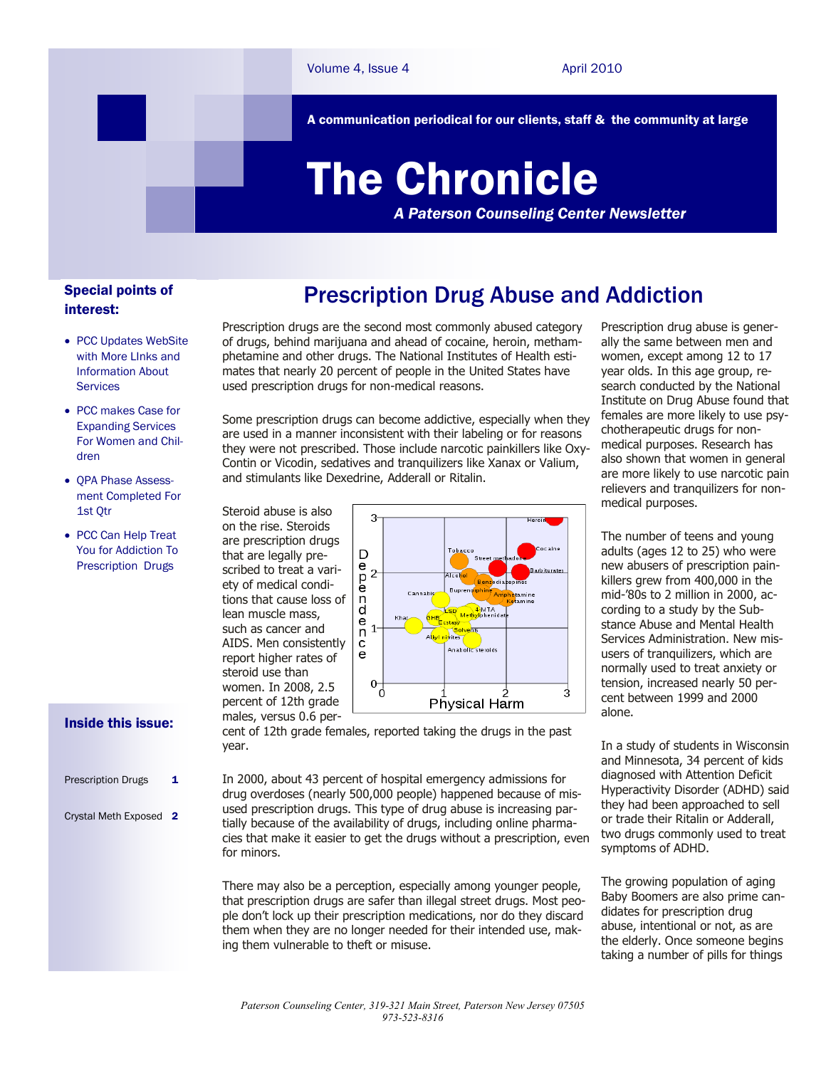Volume 4, Issue 4 — April 2010

**A communication periodical for our clients, staff & the community at large**

# The Chronicle

***A Paterson Counseling Center Newsletter***

### Special points of interest:

- PCC Updates WebSite with More LInks and Information About Services
- PCC makes Case for Expanding Services For Women and Children
- QPA Phase Assessment Completed For 1st Qtr
- PCC Can Help Treat You for Addiction To Prescription Drugs

### Inside this issue:

| | |
|---|---|
| Prescription Drugs | 1 |
| Crystal Meth Exposed | 2 |

## Prescription Drug Abuse and Addiction

Prescription drugs are the second most commonly abused category of drugs, behind marijuana and ahead of cocaine, heroin, methamphetamine and other drugs. The National Institutes of Health estimates that nearly 20 percent of people in the United States have used prescription drugs for non-medical reasons.

Some prescription drugs can become addictive, especially when they are used in a manner inconsistent with their labeling or for reasons they were not prescribed. Those include narcotic painkillers like OxyContin or Vicodin, sedatives and tranquilizers like Xanax or Valium, and stimulants like Dexedrine, Adderall or Ritalin.

Steroid abuse is also on the rise. Steroids are prescription drugs that are legally prescribed to treat a variety of medical conditions that cause loss of lean muscle mass, such as cancer and AIDS. Men consistently report higher rates of steroid use than women. In 2008, 2.5 percent of 12th grade males, versus 0.6 percent of 12th grade females, reported taking the drugs in the past year.

In 2000, about 43 percent of hospital emergency admissions for drug overdoses (nearly 500,000 people) happened because of misused prescription drugs. This type of drug abuse is increasing partially because of the availability of drugs, including online pharmacies that make it easier to get the drugs without a prescription, even for minors.

There may also be a perception, especially among younger people, that prescription drugs are safer than illegal street drugs. Most people don't lock up their prescription medications, nor do they discard them when they are no longer needed for their intended use, making them vulnerable to theft or misuse.

Prescription drug abuse is generally the same between men and women, except among 12 to 17 year olds. In this age group, research conducted by the National Institute on Drug Abuse found that females are more likely to use psychotherapeutic drugs for non-medical purposes. Research has also shown that women in general are more likely to use narcotic pain relievers and tranquilizers for non-medical purposes.

The number of teens and young adults (ages 12 to 25) who were new abusers of prescription painkillers grew from 400,000 in the mid-'80s to 2 million in 2000, according to a study by the Substance Abuse and Mental Health Services Administration. New misusers of tranquilizers, which are normally used to treat anxiety or tension, increased nearly 50 percent between 1999 and 2000 alone.

In a study of students in Wisconsin and Minnesota, 34 percent of kids diagnosed with Attention Deficit Hyperactivity Disorder (ADHD) said they had been approached to sell or trade their Ritalin or Adderall, two drugs commonly used to treat symptoms of ADHD.

The growing population of aging Baby Boomers are also prime candidates for prescription drug abuse, intentional or not, as are the elderly. Once someone begins taking a number of pills for things

*Paterson Counseling Center, 319-321 Main Street, Paterson New Jersey 07505*
*973-523-8316*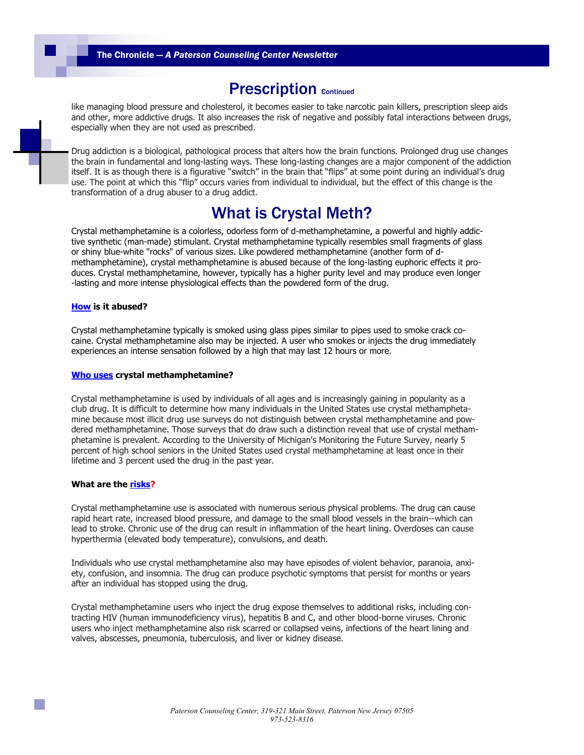## Prescription Continued

like managing blood pressure and cholesterol, it becomes easier to take narcotic pain killers, prescription sleep aids and other, more addictive drugs. It also increases the risk of negative and possibly fatal interactions between drugs, especially when they are not used as prescribed.

Drug addiction is a biological, pathological process that alters how the brain functions. Prolonged drug use changes the brain in fundamental and long-lasting ways. These long-lasting changes are a major component of the addiction itself. It is as though there is a figurative "switch" in the brain that "flips" at some point during an individual's drug use. The point at which this "flip" occurs varies from individual to individual, but the effect of this change is the transformation of a drug abuser to a drug addict.

## What is Crystal Meth?

Crystal methamphetamine is a colorless, odorless form of d-methamphetamine, a powerful and highly addictive synthetic (man-made) stimulant. Crystal methamphetamine typically resembles small fragments of glass or shiny blue-white "rocks" of various sizes. Like powdered methamphetamine (another form of d-methamphetamine), crystal methamphetamine is abused because of the long-lasting euphoric effects it produces. Crystal methamphetamine, however, typically has a higher purity level and may produce even longer-lasting and more intense physiological effects than the powdered form of the drug.

**How is it abused?**

Crystal methamphetamine typically is smoked using glass pipes similar to pipes used to smoke crack cocaine. Crystal methamphetamine also may be injected. A user who smokes or injects the drug immediately experiences an intense sensation followed by a high that may last 12 hours or more.

**Who uses crystal methamphetamine?**

Crystal methamphetamine is used by individuals of all ages and is increasingly gaining in popularity as a club drug. It is difficult to determine how many individuals in the United States use crystal methamphetamine because most illicit drug use surveys do not distinguish between crystal methamphetamine and powdered methamphetamine. Those surveys that do draw such a distinction reveal that use of crystal methamphetamine is prevalent. According to the University of Michigan's Monitoring the Future Survey, nearly 5 percent of high school seniors in the United States used crystal methamphetamine at least once in their lifetime and 3 percent used the drug in the past year.

**What are the risks?**

Crystal methamphetamine use is associated with numerous serious physical problems. The drug can cause rapid heart rate, increased blood pressure, and damage to the small blood vessels in the brain--which can lead to stroke. Chronic use of the drug can result in inflammation of the heart lining. Overdoses can cause hyperthermia (elevated body temperature), convulsions, and death.

Individuals who use crystal methamphetamine also may have episodes of violent behavior, paranoia, anxiety, confusion, and insomnia. The drug can produce psychotic symptoms that persist for months or years after an individual has stopped using the drug.

Crystal methamphetamine users who inject the drug expose themselves to additional risks, including contracting HIV (human immunodeficiency virus), hepatitis B and C, and other blood-borne viruses. Chronic users who inject methamphetamine also risk scarred or collapsed veins, infections of the heart lining and valves, abscesses, pneumonia, tuberculosis, and liver or kidney disease.